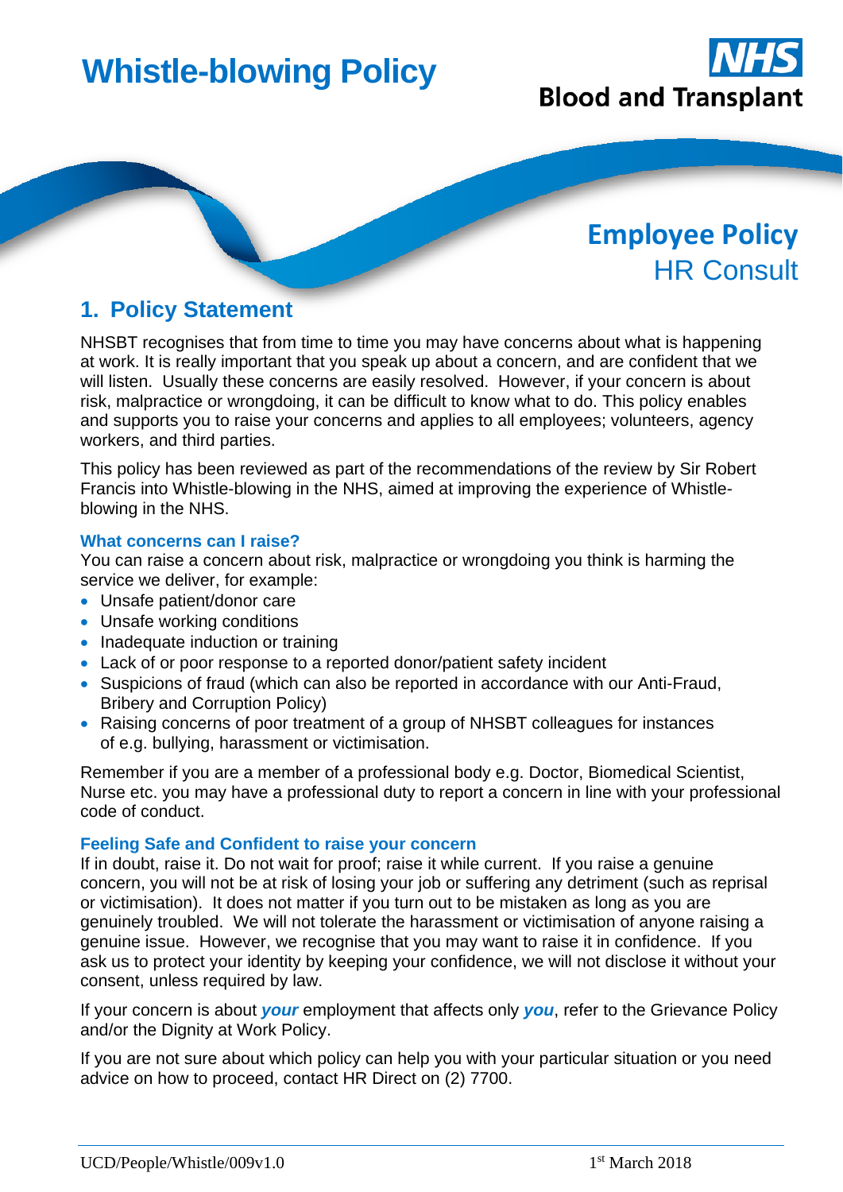# Whistle-blowing Policy

NHS Blood and Transplant

**Employee Policy**
HR Consult

## 1. Policy Statement

NHSBT recognises that from time to time you may have concerns about what is happening at work. It is really important that you speak up about a concern, and are confident that we will listen. Usually these concerns are easily resolved. However, if your concern is about risk, malpractice or wrongdoing, it can be difficult to know what to do. This policy enables and supports you to raise your concerns and applies to all employees; volunteers, agency workers, and third parties.

This policy has been reviewed as part of the recommendations of the review by Sir Robert Francis into Whistle-blowing in the NHS, aimed at improving the experience of Whistle-blowing in the NHS.

### What concerns can I raise?

You can raise a concern about risk, malpractice or wrongdoing you think is harming the service we deliver, for example:

- Unsafe patient/donor care
- Unsafe working conditions
- Inadequate induction or training
- Lack of or poor response to a reported donor/patient safety incident
- Suspicions of fraud (which can also be reported in accordance with our Anti-Fraud, Bribery and Corruption Policy)
- Raising concerns of poor treatment of a group of NHSBT colleagues for instances of e.g. bullying, harassment or victimisation.

Remember if you are a member of a professional body e.g. Doctor, Biomedical Scientist, Nurse etc. you may have a professional duty to report a concern in line with your professional code of conduct.

### Feeling Safe and Confident to raise your concern

If in doubt, raise it. Do not wait for proof; raise it while current. If you raise a genuine concern, you will not be at risk of losing your job or suffering any detriment (such as reprisal or victimisation). It does not matter if you turn out to be mistaken as long as you are genuinely troubled. We will not tolerate the harassment or victimisation of anyone raising a genuine issue. However, we recognise that you may want to raise it in confidence. If you ask us to protect your identity by keeping your confidence, we will not disclose it without your consent, unless required by law.

If your concern is about ***your*** employment that affects only ***you***, refer to the Grievance Policy and/or the Dignity at Work Policy.

If you are not sure about which policy can help you with your particular situation or you need advice on how to proceed, contact HR Direct on (2) 7700.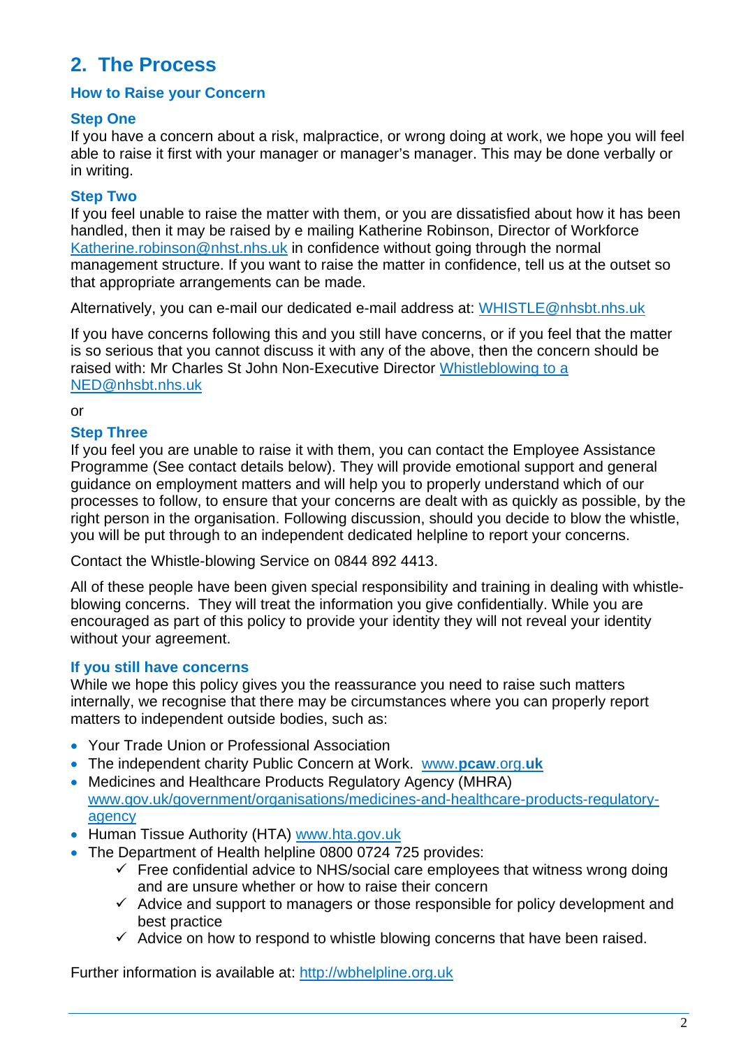## 2. The Process

### How to Raise your Concern

### Step One

If you have a concern about a risk, malpractice, or wrong doing at work, we hope you will feel able to raise it first with your manager or manager's manager. This may be done verbally or in writing.

### Step Two

If you feel unable to raise the matter with them, or you are dissatisfied about how it has been handled, then it may be raised by e mailing Katherine Robinson, Director of Workforce Katherine.robinson@nhst.nhs.uk in confidence without going through the normal management structure. If you want to raise the matter in confidence, tell us at the outset so that appropriate arrangements can be made.

Alternatively, you can e-mail our dedicated e-mail address at: WHISTLE@nhsbt.nhs.uk

If you have concerns following this and you still have concerns, or if you feel that the matter is so serious that you cannot discuss it with any of the above, then the concern should be raised with: Mr Charles St John Non-Executive Director Whistleblowing to a NED@nhsbt.nhs.uk

or

### Step Three

If you feel you are unable to raise it with them, you can contact the Employee Assistance Programme (See contact details below). They will provide emotional support and general guidance on employment matters and will help you to properly understand which of our processes to follow, to ensure that your concerns are dealt with as quickly as possible, by the right person in the organisation. Following discussion, should you decide to blow the whistle, you will be put through to an independent dedicated helpline to report your concerns.

Contact the Whistle-blowing Service on 0844 892 4413.

All of these people have been given special responsibility and training in dealing with whistle-blowing concerns. They will treat the information you give confidentially. While you are encouraged as part of this policy to provide your identity they will not reveal your identity without your agreement.

### If you still have concerns

While we hope this policy gives you the reassurance you need to raise such matters internally, we recognise that there may be circumstances where you can properly report matters to independent outside bodies, such as:

- Your Trade Union or Professional Association
- The independent charity Public Concern at Work. www.**pcaw**.org.**uk**
- Medicines and Healthcare Products Regulatory Agency (MHRA) www.gov.uk/government/organisations/medicines-and-healthcare-products-regulatory-agency
- Human Tissue Authority (HTA) www.hta.gov.uk
- The Department of Health helpline 0800 0724 725 provides:
  - ✓ Free confidential advice to NHS/social care employees that witness wrong doing and are unsure whether or how to raise their concern
  - ✓ Advice and support to managers or those responsible for policy development and best practice
  - ✓ Advice on how to respond to whistle blowing concerns that have been raised.

Further information is available at: http://wbhelpline.org.uk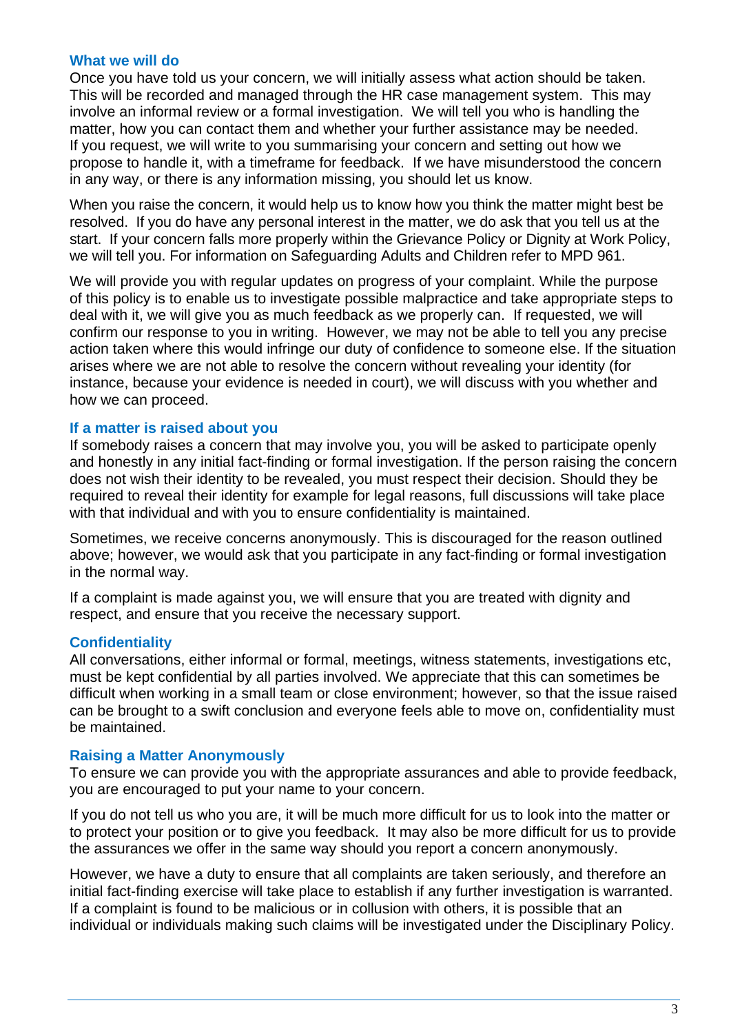### What we will do

Once you have told us your concern, we will initially assess what action should be taken. This will be recorded and managed through the HR case management system. This may involve an informal review or a formal investigation. We will tell you who is handling the matter, how you can contact them and whether your further assistance may be needed. If you request, we will write to you summarising your concern and setting out how we propose to handle it, with a timeframe for feedback. If we have misunderstood the concern in any way, or there is any information missing, you should let us know.

When you raise the concern, it would help us to know how you think the matter might best be resolved. If you do have any personal interest in the matter, we do ask that you tell us at the start. If your concern falls more properly within the Grievance Policy or Dignity at Work Policy, we will tell you. For information on Safeguarding Adults and Children refer to MPD 961.

We will provide you with regular updates on progress of your complaint. While the purpose of this policy is to enable us to investigate possible malpractice and take appropriate steps to deal with it, we will give you as much feedback as we properly can. If requested, we will confirm our response to you in writing. However, we may not be able to tell you any precise action taken where this would infringe our duty of confidence to someone else. If the situation arises where we are not able to resolve the concern without revealing your identity (for instance, because your evidence is needed in court), we will discuss with you whether and how we can proceed.

### If a matter is raised about you

If somebody raises a concern that may involve you, you will be asked to participate openly and honestly in any initial fact-finding or formal investigation. If the person raising the concern does not wish their identity to be revealed, you must respect their decision. Should they be required to reveal their identity for example for legal reasons, full discussions will take place with that individual and with you to ensure confidentiality is maintained.

Sometimes, we receive concerns anonymously. This is discouraged for the reason outlined above; however, we would ask that you participate in any fact-finding or formal investigation in the normal way.

If a complaint is made against you, we will ensure that you are treated with dignity and respect, and ensure that you receive the necessary support.

### Confidentiality

All conversations, either informal or formal, meetings, witness statements, investigations etc, must be kept confidential by all parties involved. We appreciate that this can sometimes be difficult when working in a small team or close environment; however, so that the issue raised can be brought to a swift conclusion and everyone feels able to move on, confidentiality must be maintained.

### Raising a Matter Anonymously

To ensure we can provide you with the appropriate assurances and able to provide feedback, you are encouraged to put your name to your concern.

If you do not tell us who you are, it will be much more difficult for us to look into the matter or to protect your position or to give you feedback. It may also be more difficult for us to provide the assurances we offer in the same way should you report a concern anonymously.

However, we have a duty to ensure that all complaints are taken seriously, and therefore an initial fact-finding exercise will take place to establish if any further investigation is warranted. If a complaint is found to be malicious or in collusion with others, it is possible that an individual or individuals making such claims will be investigated under the Disciplinary Policy.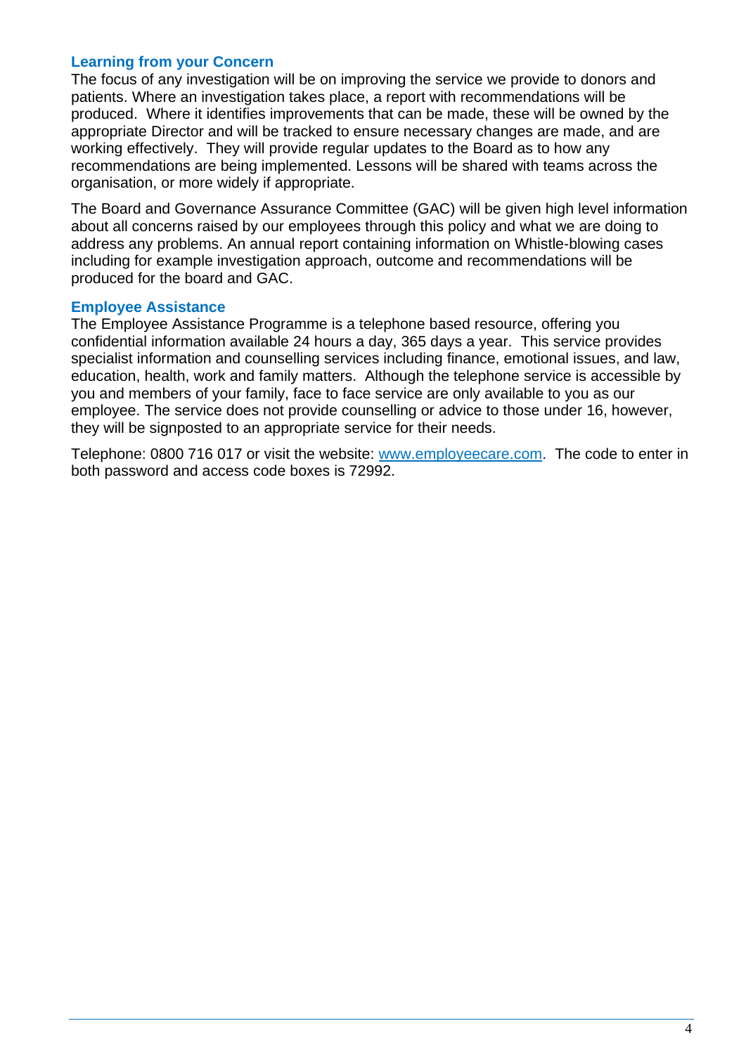## Learning from your Concern

The focus of any investigation will be on improving the service we provide to donors and patients. Where an investigation takes place, a report with recommendations will be produced. Where it identifies improvements that can be made, these will be owned by the appropriate Director and will be tracked to ensure necessary changes are made, and are working effectively. They will provide regular updates to the Board as to how any recommendations are being implemented. Lessons will be shared with teams across the organisation, or more widely if appropriate.

The Board and Governance Assurance Committee (GAC) will be given high level information about all concerns raised by our employees through this policy and what we are doing to address any problems. An annual report containing information on Whistle-blowing cases including for example investigation approach, outcome and recommendations will be produced for the board and GAC.

## Employee Assistance

The Employee Assistance Programme is a telephone based resource, offering you confidential information available 24 hours a day, 365 days a year. This service provides specialist information and counselling services including finance, emotional issues, and law, education, health, work and family matters. Although the telephone service is accessible by you and members of your family, face to face service are only available to you as our employee. The service does not provide counselling or advice to those under 16, however, they will be signposted to an appropriate service for their needs.

Telephone: 0800 716 017 or visit the website: [www.employeecare.com](http://www.employeecare.com). The code to enter in both password and access code boxes is 72992.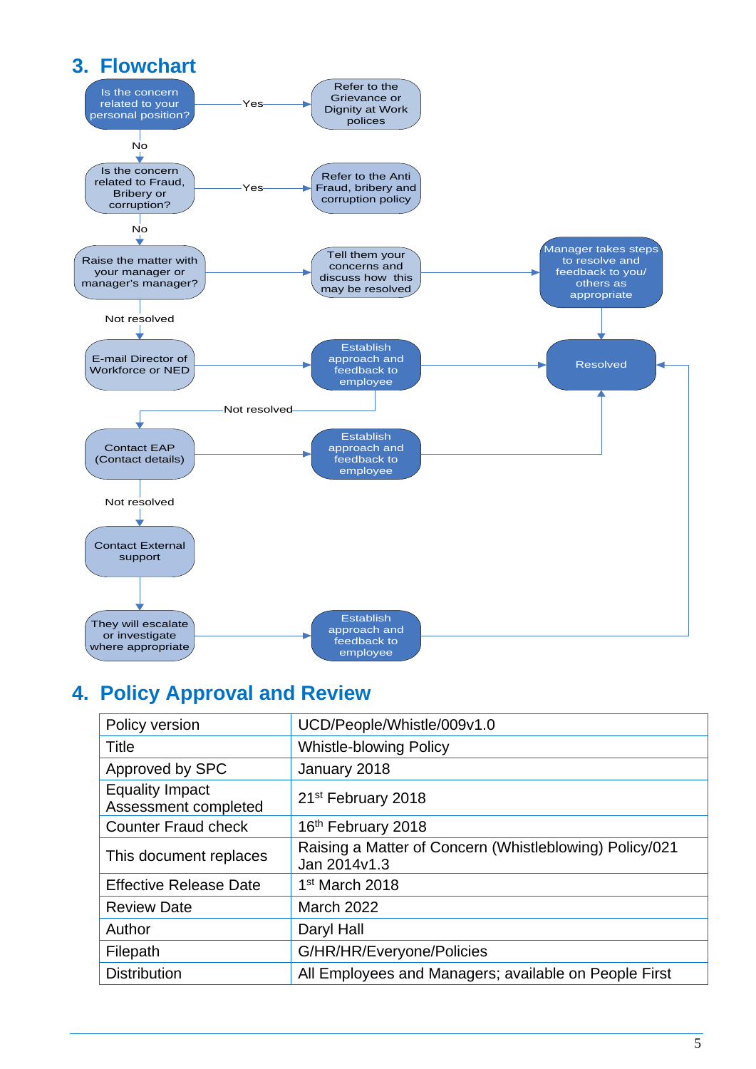## 3. Flowchart

Is the concern related to your personal position?

Yes

Refer to the Grievance or Dignity at Work polices

No

Is the concern related to Fraud, Bribery or corruption?

Yes

Refer to the Anti Fraud, bribery and corruption policy

No

Raise the matter with your manager or manager's manager?

Tell them your concerns and discuss how this may be resolved

Manager takes steps to resolve and feedback to you/ others as appropriate

Not resolved

E-mail Director of Workforce or NED

Establish approach and feedback to employee

Resolved

Not resolved

Contact EAP (Contact details)

Establish approach and feedback to employee

Not resolved

Contact External support

They will escalate or investigate where appropriate

Establish approach and feedback to employee

## 4. Policy Approval and Review

| | |
|---|---|
| Policy version | UCD/People/Whistle/009v1.0 |
| Title | Whistle-blowing Policy |
| Approved by SPC | January 2018 |
| Equality Impact Assessment completed | 21st February 2018 |
| Counter Fraud check | 16th February 2018 |
| This document replaces | Raising a Matter of Concern (Whistleblowing) Policy/021 Jan 2014v1.3 |
| Effective Release Date | 1st March 2018 |
| Review Date | March 2022 |
| Author | Daryl Hall |
| Filepath | G/HR/HR/Everyone/Policies |
| Distribution | All Employees and Managers; available on People First |